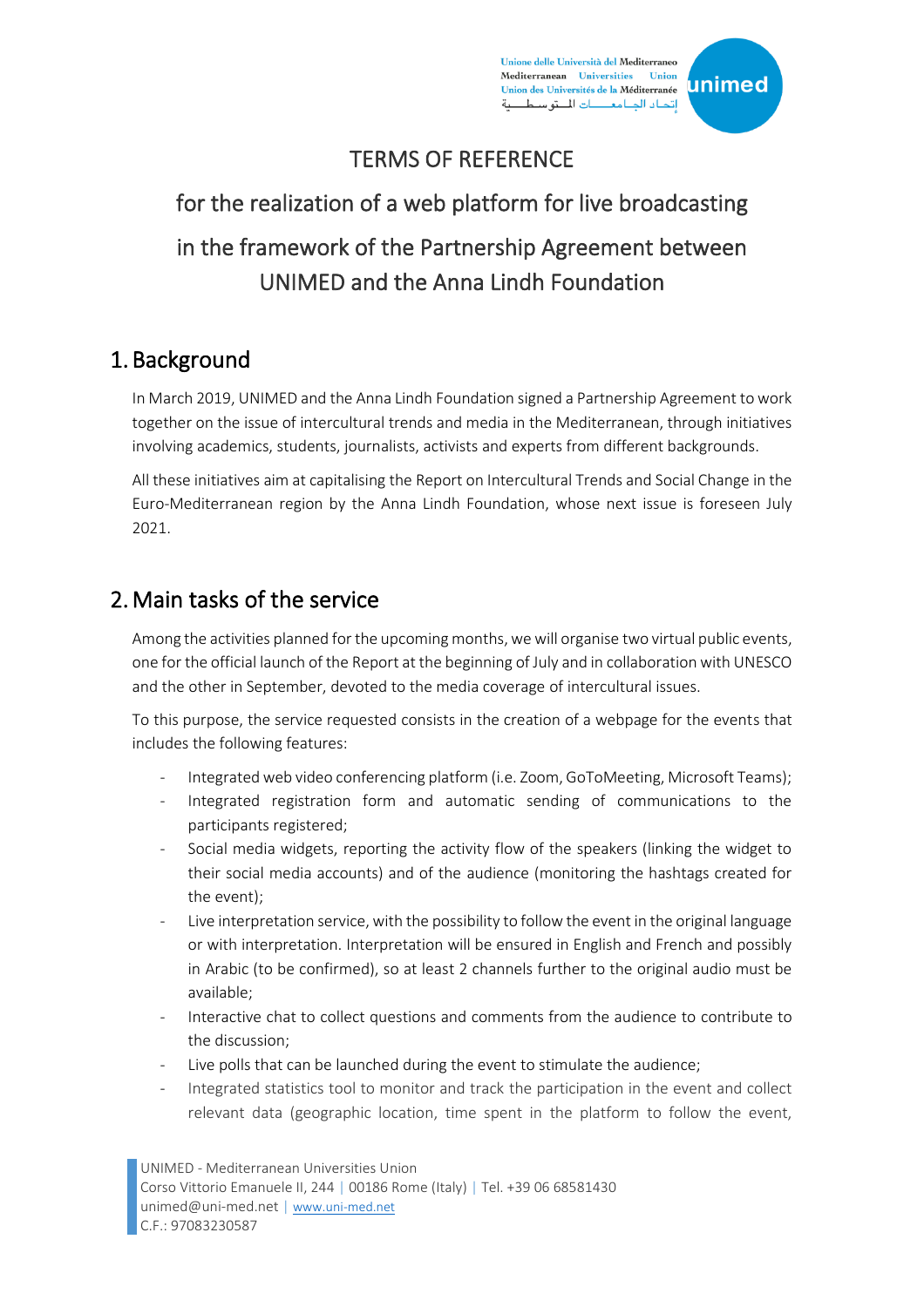# TERMS OF REFERENCE

## for the realization of a web platform for live broadcasting

## in the framework of the Partnership Agreement between UNIMED and the Anna Lindh Foundation

## 1. Background

In March 2019, UNIMED and the Anna Lindh Foundation signed a Partnership Agreement to work together on the issue of intercultural trends and media in the Mediterranean, through initiatives involving academics, students, journalists, activists and experts from different backgrounds.

All these initiatives aim at capitalising the Report on Intercultural Trends and Social Change in the Euro-Mediterranean region by the Anna Lindh Foundation, whose next issue is foreseen July 2021.

## 2. Main tasks of the service

Among the activities planned for the upcoming months, we will organise two virtual public events, one for the official launch of the Report at the beginning of July and in collaboration with UNESCO and the other in September, devoted to the media coverage of intercultural issues.

To this purpose, the service requested consists in the creation of a webpage for the events that includes the following features:

- Integrated web video conferencing platform (i.e. Zoom, GoToMeeting, Microsoft Teams);
- Integrated registration form and automatic sending of communications to the participants registered;
- Social media widgets, reporting the activity flow of the speakers (linking the widget to their social media accounts) and of the audience (monitoring the hashtags created for the event);
- Live interpretation service, with the possibility to follow the event in the original language or with interpretation. Interpretation will be ensured in English and French and possibly in Arabic (to be confirmed), so at least 2 channels further to the original audio must be available;
- Interactive chat to collect questions and comments from the audience to contribute to the discussion;
- Live polls that can be launched during the event to stimulate the audience;
- Integrated statistics tool to monitor and track the participation in the event and collect relevant data (geographic location, time spent in the platform to follow the event,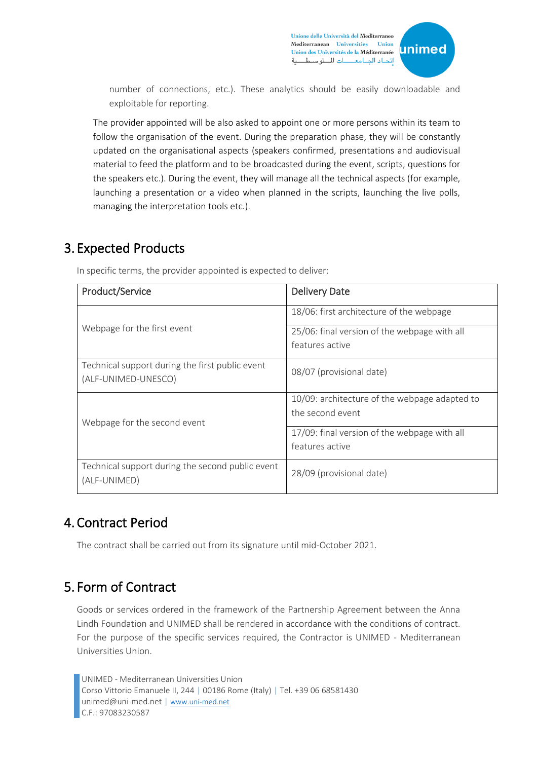number of connections, etc.). These analytics should be easily downloadable and exploitable for reporting.

The provider appointed will be also asked to appoint one or more persons within its team to follow the organisation of the event. During the preparation phase, they will be constantly updated on the organisational aspects (speakers confirmed, presentations and audiovisual material to feed the platform and to be broadcasted during the event, scripts, questions for the speakers etc.). During the event, they will manage all the technical aspects (for example, launching a presentation or a video when planned in the scripts, launching the live polls, managing the interpretation tools etc.).

## 3. Expected Products

In specific terms, the provider appointed is expected to deliver:

| Product/Service | Delivery Date |
| --- | --- |
| Webpage for the first event | 18/06: first architecture of the webpage |
| | 25/06: final version of the webpage with all features active |
| Technical support during the first public event (ALF-UNIMED-UNESCO) | 08/07 (provisional date) |
| Webpage for the second event | 10/09: architecture of the webpage adapted to the second event |
| | 17/09: final version of the webpage with all features active |
| Technical support during the second public event (ALF-UNIMED) | 28/09 (provisional date) |

## 4. Contract Period

The contract shall be carried out from its signature until mid-October 2021.

## 5. Form of Contract

Goods or services ordered in the framework of the Partnership Agreement between the Anna Lindh Foundation and UNIMED shall be rendered in accordance with the conditions of contract. For the purpose of the specific services required, the Contractor is UNIMED - Mediterranean Universities Union.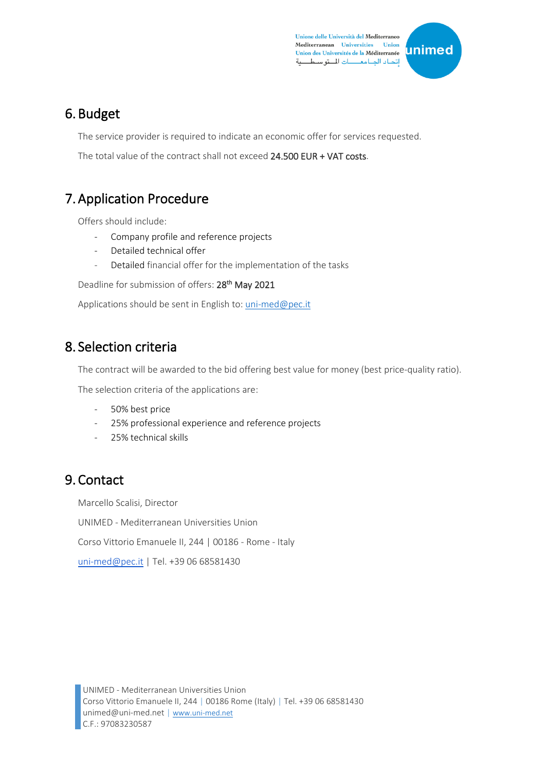## 6. Budget

The service provider is required to indicate an economic offer for services requested.

The total value of the contract shall not exceed **24.500 EUR + VAT costs**.

## 7. Application Procedure

Offers should include:

- Company profile and reference projects
- Detailed technical offer
- Detailed financial offer for the implementation of the tasks

Deadline for submission of offers: **28th May 2021**

Applications should be sent in English to: uni-med@pec.it

## 8. Selection criteria

The contract will be awarded to the bid offering best value for money (best price-quality ratio).

The selection criteria of the applications are:

- 50% best price
- 25% professional experience and reference projects
- 25% technical skills

## 9. Contact

Marcello Scalisi, Director

UNIMED - Mediterranean Universities Union

Corso Vittorio Emanuele II, 244 | 00186 - Rome - Italy

uni-med@pec.it | Tel. +39 06 68581430